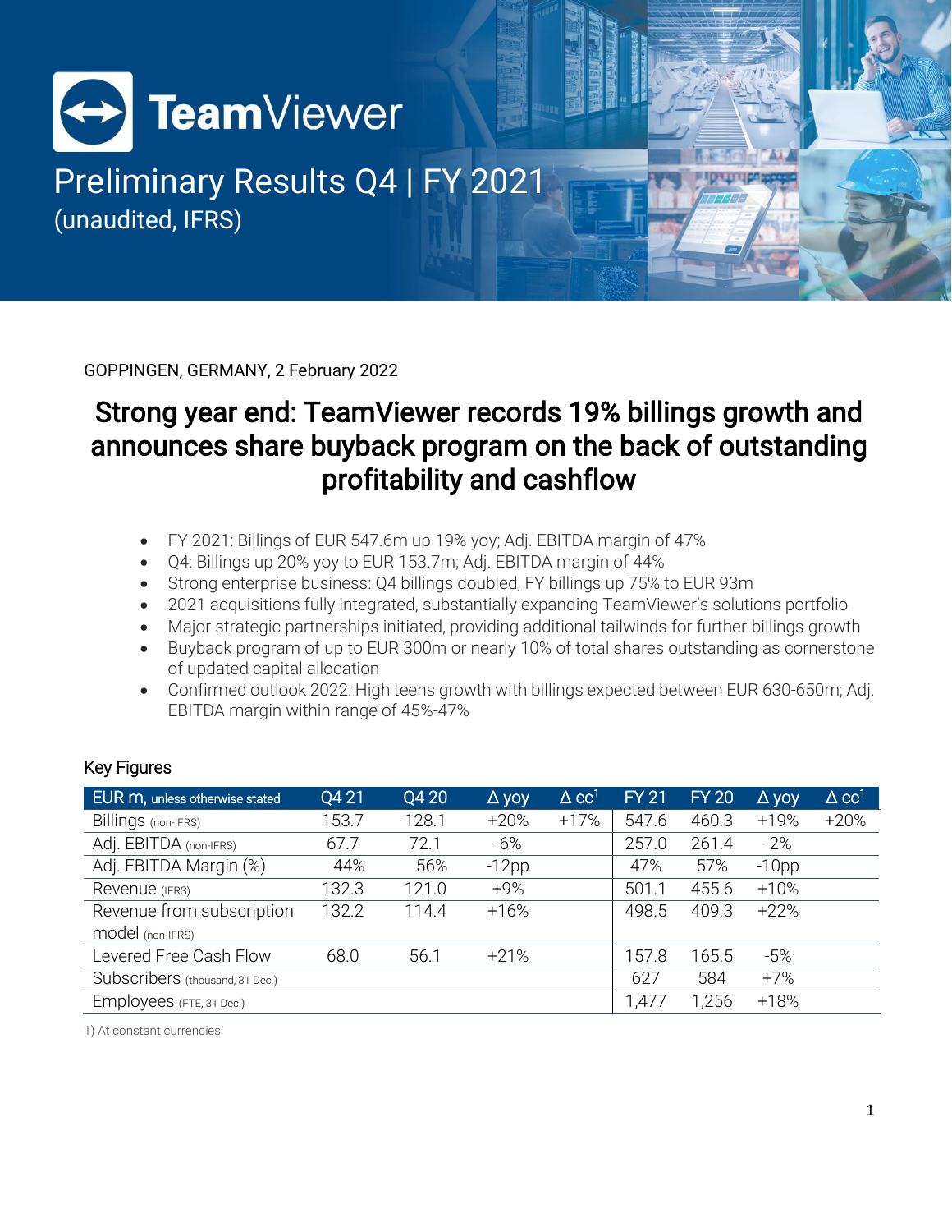# TeamViewer

## Preliminary Results Q4 | FY 2021
(unaudited, IFRS)

GOPPINGEN, GERMANY, 2 February 2022

# Strong year end: TeamViewer records 19% billings growth and announces share buyback program on the back of outstanding profitability and cashflow

- FY 2021: Billings of EUR 547.6m up 19% yoy; Adj. EBITDA margin of 47%
- Q4: Billings up 20% yoy to EUR 153.7m; Adj. EBITDA margin of 44%
- Strong enterprise business: Q4 billings doubled, FY billings up 75% to EUR 93m
- 2021 acquisitions fully integrated, substantially expanding TeamViewer's solutions portfolio
- Major strategic partnerships initiated, providing additional tailwinds for further billings growth
- Buyback program of up to EUR 300m or nearly 10% of total shares outstanding as cornerstone of updated capital allocation
- Confirmed outlook 2022: High teens growth with billings expected between EUR 630-650m; Adj. EBITDA margin within range of 45%-47%

### Key Figures

| EUR m, unless otherwise stated | Q4 21 | Q4 20 | Δ yoy | Δ cc[1] | FY 21 | FY 20 | Δ yoy | Δ cc[1] |
|---|---|---|---|---|---|---|---|---|
| Billings (non-IFRS) | 153.7 | 128.1 | +20% | +17% | 547.6 | 460.3 | +19% | +20% |
| Adj. EBITDA (non-IFRS) | 67.7 | 72.1 | -6% | | 257.0 | 261.4 | -2% | |
| Adj. EBITDA Margin (%) | 44% | 56% | -12pp | | 47% | 57% | -10pp | |
| Revenue (IFRS) | 132.3 | 121.0 | +9% | | 501.1 | 455.6 | +10% | |
| Revenue from subscription model (non-IFRS) | 132.2 | 114.4 | +16% | | 498.5 | 409.3 | +22% | |
| Levered Free Cash Flow | 68.0 | 56.1 | +21% | | 157.8 | 165.5 | -5% | |
| Subscribers (thousand, 31 Dec.) | | | | | 627 | 584 | +7% | |
| Employees (FTE, 31 Dec.) | | | | | 1,477 | 1,256 | +18% | |

1) At constant currencies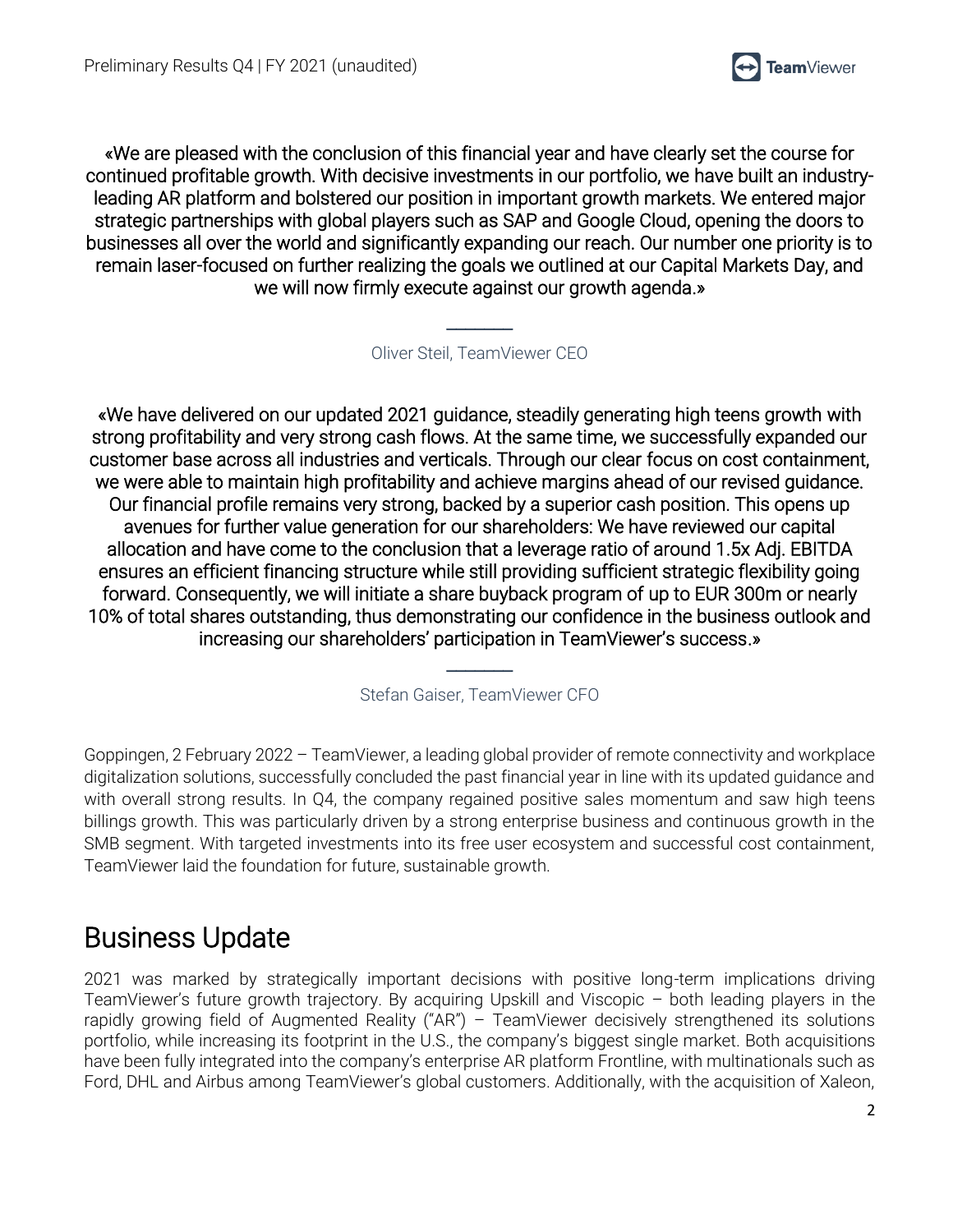«We are pleased with the conclusion of this financial year and have clearly set the course for continued profitable growth. With decisive investments in our portfolio, we have built an industry-leading AR platform and bolstered our position in important growth markets. We entered major strategic partnerships with global players such as SAP and Google Cloud, opening the doors to businesses all over the world and significantly expanding our reach. Our number one priority is to remain laser-focused on further realizing the goals we outlined at our Capital Markets Day, and we will now firmly execute against our growth agenda.»

Oliver Steil, TeamViewer CEO

«We have delivered on our updated 2021 guidance, steadily generating high teens growth with strong profitability and very strong cash flows. At the same time, we successfully expanded our customer base across all industries and verticals. Through our clear focus on cost containment, we were able to maintain high profitability and achieve margins ahead of our revised guidance. Our financial profile remains very strong, backed by a superior cash position. This opens up avenues for further value generation for our shareholders: We have reviewed our capital allocation and have come to the conclusion that a leverage ratio of around 1.5x Adj. EBITDA ensures an efficient financing structure while still providing sufficient strategic flexibility going forward. Consequently, we will initiate a share buyback program of up to EUR 300m or nearly 10% of total shares outstanding, thus demonstrating our confidence in the business outlook and increasing our shareholders' participation in TeamViewer's success.»

Stefan Gaiser, TeamViewer CFO

Goppingen, 2 February 2022 – TeamViewer, a leading global provider of remote connectivity and workplace digitalization solutions, successfully concluded the past financial year in line with its updated guidance and with overall strong results. In Q4, the company regained positive sales momentum and saw high teens billings growth. This was particularly driven by a strong enterprise business and continuous growth in the SMB segment. With targeted investments into its free user ecosystem and successful cost containment, TeamViewer laid the foundation for future, sustainable growth.

## Business Update

2021 was marked by strategically important decisions with positive long-term implications driving TeamViewer's future growth trajectory. By acquiring Upskill and Viscopic – both leading players in the rapidly growing field of Augmented Reality ("AR") – TeamViewer decisively strengthened its solutions portfolio, while increasing its footprint in the U.S., the company's biggest single market. Both acquisitions have been fully integrated into the company's enterprise AR platform Frontline, with multinationals such as Ford, DHL and Airbus among TeamViewer's global customers. Additionally, with the acquisition of Xaleon,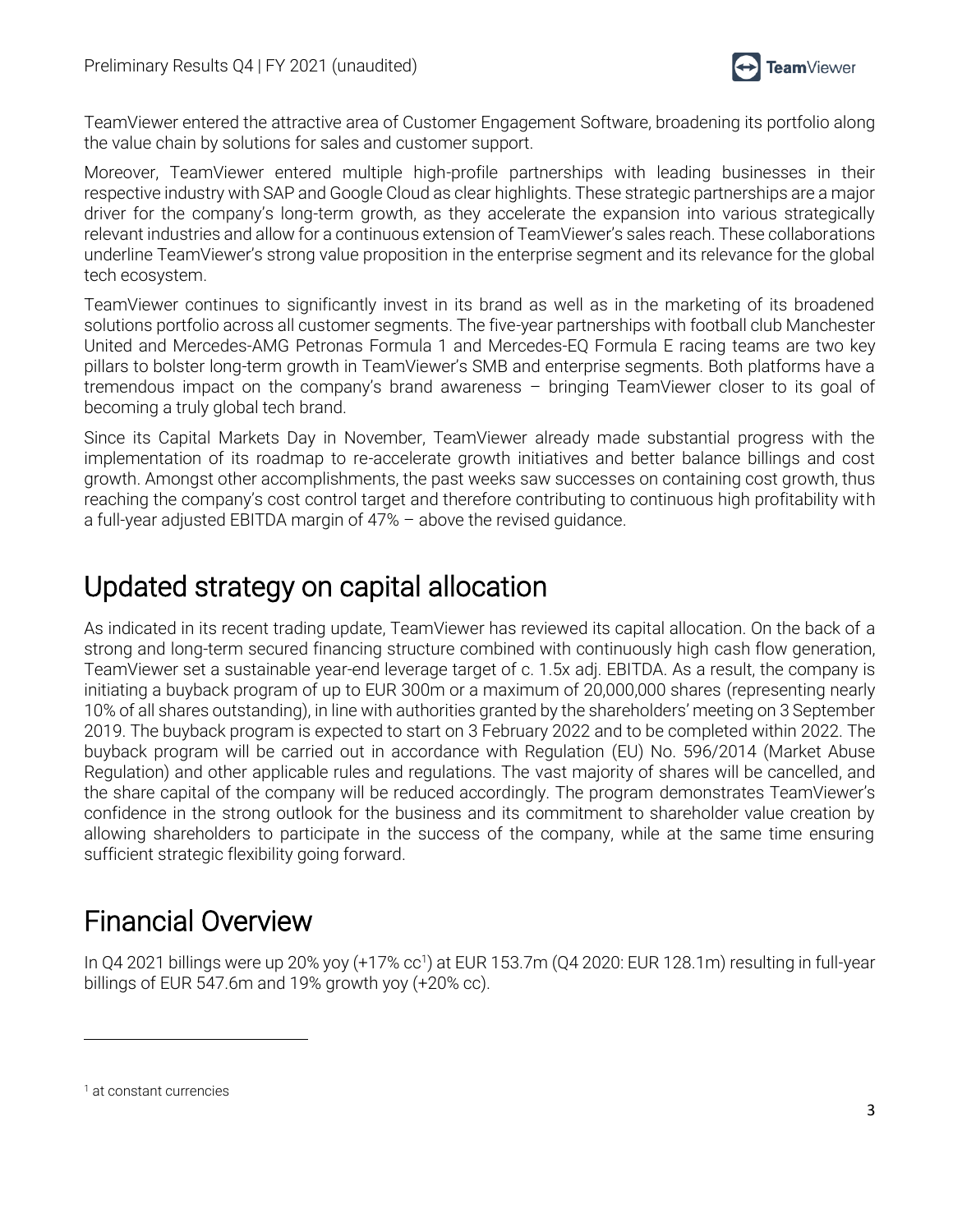TeamViewer entered the attractive area of Customer Engagement Software, broadening its portfolio along the value chain by solutions for sales and customer support.

Moreover, TeamViewer entered multiple high-profile partnerships with leading businesses in their respective industry with SAP and Google Cloud as clear highlights. These strategic partnerships are a major driver for the company's long-term growth, as they accelerate the expansion into various strategically relevant industries and allow for a continuous extension of TeamViewer's sales reach. These collaborations underline TeamViewer's strong value proposition in the enterprise segment and its relevance for the global tech ecosystem.

TeamViewer continues to significantly invest in its brand as well as in the marketing of its broadened solutions portfolio across all customer segments. The five-year partnerships with football club Manchester United and Mercedes-AMG Petronas Formula 1 and Mercedes-EQ Formula E racing teams are two key pillars to bolster long-term growth in TeamViewer's SMB and enterprise segments. Both platforms have a tremendous impact on the company's brand awareness – bringing TeamViewer closer to its goal of becoming a truly global tech brand.

Since its Capital Markets Day in November, TeamViewer already made substantial progress with the implementation of its roadmap to re-accelerate growth initiatives and better balance billings and cost growth. Amongst other accomplishments, the past weeks saw successes on containing cost growth, thus reaching the company's cost control target and therefore contributing to continuous high profitability with a full-year adjusted EBITDA margin of 47% – above the revised guidance.

# Updated strategy on capital allocation

As indicated in its recent trading update, TeamViewer has reviewed its capital allocation. On the back of a strong and long-term secured financing structure combined with continuously high cash flow generation, TeamViewer set a sustainable year-end leverage target of c. 1.5x adj. EBITDA. As a result, the company is initiating a buyback program of up to EUR 300m or a maximum of 20,000,000 shares (representing nearly 10% of all shares outstanding), in line with authorities granted by the shareholders' meeting on 3 September 2019. The buyback program is expected to start on 3 February 2022 and to be completed within 2022. The buyback program will be carried out in accordance with Regulation (EU) No. 596/2014 (Market Abuse Regulation) and other applicable rules and regulations. The vast majority of shares will be cancelled, and the share capital of the company will be reduced accordingly. The program demonstrates TeamViewer's confidence in the strong outlook for the business and its commitment to shareholder value creation by allowing shareholders to participate in the success of the company, while at the same time ensuring sufficient strategic flexibility going forward.

# Financial Overview

In Q4 2021 billings were up 20% yoy (+17% cc[1]) at EUR 153.7m (Q4 2020: EUR 128.1m) resulting in full-year billings of EUR 547.6m and 19% growth yoy (+20% cc).

[1] at constant currencies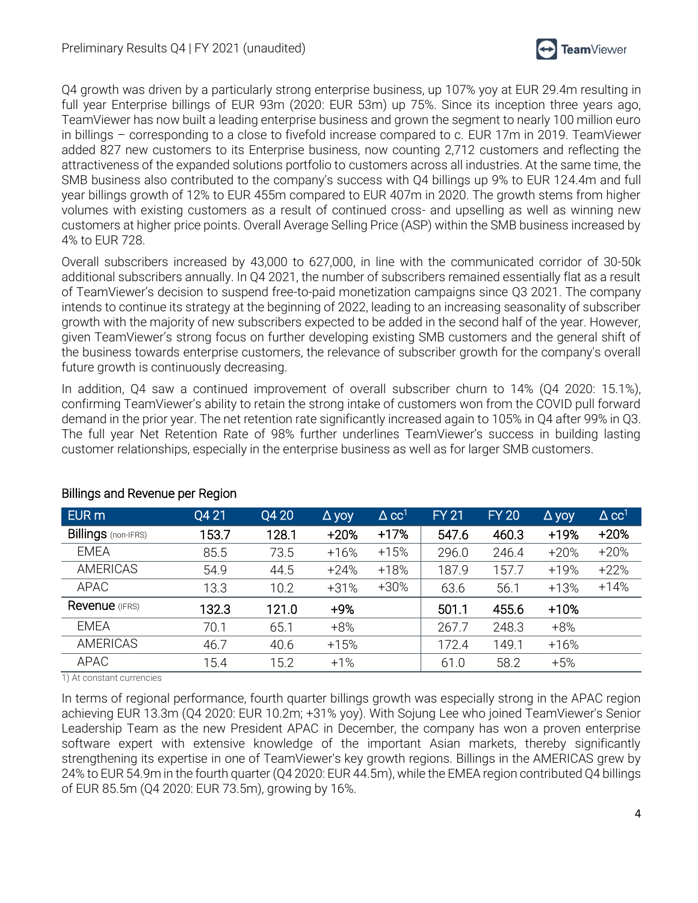Q4 growth was driven by a particularly strong enterprise business, up 107% yoy at EUR 29.4m resulting in full year Enterprise billings of EUR 93m (2020: EUR 53m) up 75%. Since its inception three years ago, TeamViewer has now built a leading enterprise business and grown the segment to nearly 100 million euro in billings – corresponding to a close to fivefold increase compared to c. EUR 17m in 2019. TeamViewer added 827 new customers to its Enterprise business, now counting 2,712 customers and reflecting the attractiveness of the expanded solutions portfolio to customers across all industries. At the same time, the SMB business also contributed to the company's success with Q4 billings up 9% to EUR 124.4m and full year billings growth of 12% to EUR 455m compared to EUR 407m in 2020. The growth stems from higher volumes with existing customers as a result of continued cross- and upselling as well as winning new customers at higher price points. Overall Average Selling Price (ASP) within the SMB business increased by 4% to EUR 728.

Overall subscribers increased by 43,000 to 627,000, in line with the communicated corridor of 30-50k additional subscribers annually. In Q4 2021, the number of subscribers remained essentially flat as a result of TeamViewer's decision to suspend free-to-paid monetization campaigns since Q3 2021. The company intends to continue its strategy at the beginning of 2022, leading to an increasing seasonality of subscriber growth with the majority of new subscribers expected to be added in the second half of the year. However, given TeamViewer's strong focus on further developing existing SMB customers and the general shift of the business towards enterprise customers, the relevance of subscriber growth for the company's overall future growth is continuously decreasing.

In addition, Q4 saw a continued improvement of overall subscriber churn to 14% (Q4 2020: 15.1%), confirming TeamViewer's ability to retain the strong intake of customers won from the COVID pull forward demand in the prior year. The net retention rate significantly increased again to 105% in Q4 after 99% in Q3. The full year Net Retention Rate of 98% further underlines TeamViewer's success in building lasting customer relationships, especially in the enterprise business as well as for larger SMB customers.

## Billings and Revenue per Region

| EUR m | Q4 21 | Q4 20 | Δ yoy | Δ cc[1] | FY 21 | FY 20 | Δ yoy | Δ cc[1] |
|---|---|---|---|---|---|---|---|---|
| **Billings** (non-IFRS) | **153.7** | **128.1** | **+20%** | **+17%** | **547.6** | **460.3** | **+19%** | **+20%** |
| EMEA | 85.5 | 73.5 | +16% | +15% | 296.0 | 246.4 | +20% | +20% |
| AMERICAS | 54.9 | 44.5 | +24% | +18% | 187.9 | 157.7 | +19% | +22% |
| APAC | 13.3 | 10.2 | +31% | +30% | 63.6 | 56.1 | +13% | +14% |
| **Revenue** (IFRS) | **132.3** | **121.0** | **+9%** | | **501.1** | **455.6** | **+10%** | |
| EMEA | 70.1 | 65.1 | +8% | | 267.7 | 248.3 | +8% | |
| AMERICAS | 46.7 | 40.6 | +15% | | 172.4 | 149.1 | +16% | |
| APAC | 15.4 | 15.2 | +1% | | 61.0 | 58.2 | +5% | |

1) At constant currencies

In terms of regional performance, fourth quarter billings growth was especially strong in the APAC region achieving EUR 13.3m (Q4 2020: EUR 10.2m; +31% yoy). With Sojung Lee who joined TeamViewer's Senior Leadership Team as the new President APAC in December, the company has won a proven enterprise software expert with extensive knowledge of the important Asian markets, thereby significantly strengthening its expertise in one of TeamViewer's key growth regions. Billings in the AMERICAS grew by 24% to EUR 54.9m in the fourth quarter (Q4 2020: EUR 44.5m), while the EMEA region contributed Q4 billings of EUR 85.5m (Q4 2020: EUR 73.5m), growing by 16%.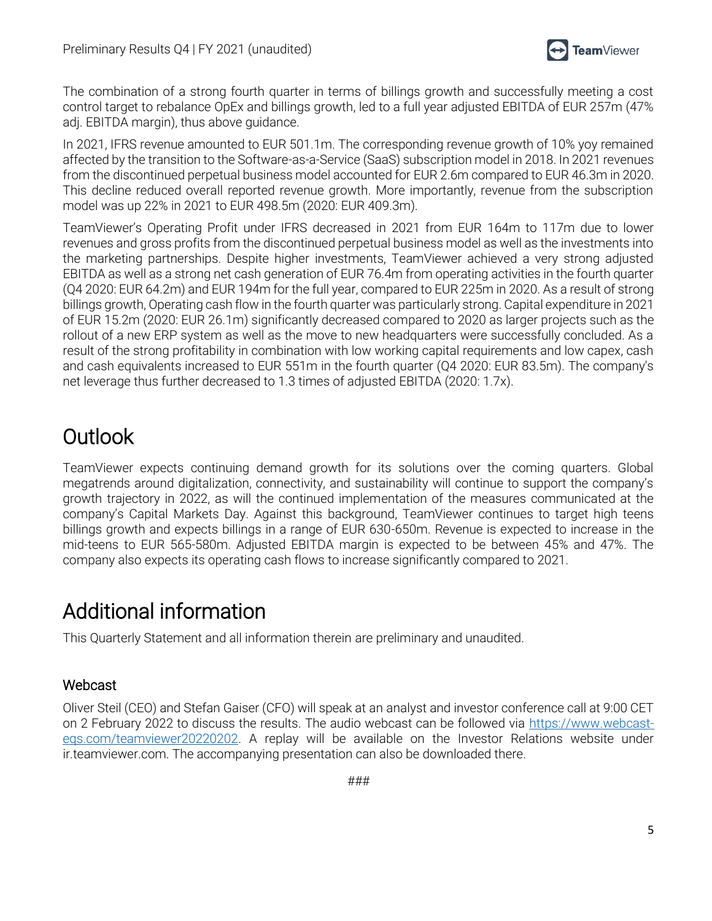The combination of a strong fourth quarter in terms of billings growth and successfully meeting a cost control target to rebalance OpEx and billings growth, led to a full year adjusted EBITDA of EUR 257m (47% adj. EBITDA margin), thus above guidance.

In 2021, IFRS revenue amounted to EUR 501.1m. The corresponding revenue growth of 10% yoy remained affected by the transition to the Software-as-a-Service (SaaS) subscription model in 2018. In 2021 revenues from the discontinued perpetual business model accounted for EUR 2.6m compared to EUR 46.3m in 2020. This decline reduced overall reported revenue growth. More importantly, revenue from the subscription model was up 22% in 2021 to EUR 498.5m (2020: EUR 409.3m).

TeamViewer's Operating Profit under IFRS decreased in 2021 from EUR 164m to 117m due to lower revenues and gross profits from the discontinued perpetual business model as well as the investments into the marketing partnerships. Despite higher investments, TeamViewer achieved a very strong adjusted EBITDA as well as a strong net cash generation of EUR 76.4m from operating activities in the fourth quarter (Q4 2020: EUR 64.2m) and EUR 194m for the full year, compared to EUR 225m in 2020. As a result of strong billings growth, Operating cash flow in the fourth quarter was particularly strong. Capital expenditure in 2021 of EUR 15.2m (2020: EUR 26.1m) significantly decreased compared to 2020 as larger projects such as the rollout of a new ERP system as well as the move to new headquarters were successfully concluded. As a result of the strong profitability in combination with low working capital requirements and low capex, cash and cash equivalents increased to EUR 551m in the fourth quarter (Q4 2020: EUR 83.5m). The company's net leverage thus further decreased to 1.3 times of adjusted EBITDA (2020: 1.7x).

# Outlook

TeamViewer expects continuing demand growth for its solutions over the coming quarters. Global megatrends around digitalization, connectivity, and sustainability will continue to support the company's growth trajectory in 2022, as will the continued implementation of the measures communicated at the company's Capital Markets Day. Against this background, TeamViewer continues to target high teens billings growth and expects billings in a range of EUR 630-650m. Revenue is expected to increase in the mid-teens to EUR 565-580m. Adjusted EBITDA margin is expected to be between 45% and 47%. The company also expects its operating cash flows to increase significantly compared to 2021.

# Additional information

This Quarterly Statement and all information therein are preliminary and unaudited.

## Webcast

Oliver Steil (CEO) and Stefan Gaiser (CFO) will speak at an analyst and investor conference call at 9:00 CET on 2 February 2022 to discuss the results. The audio webcast can be followed via https://www.webcast-eqs.com/teamviewer20220202. A replay will be available on the Investor Relations website under ir.teamviewer.com. The accompanying presentation can also be downloaded there.

###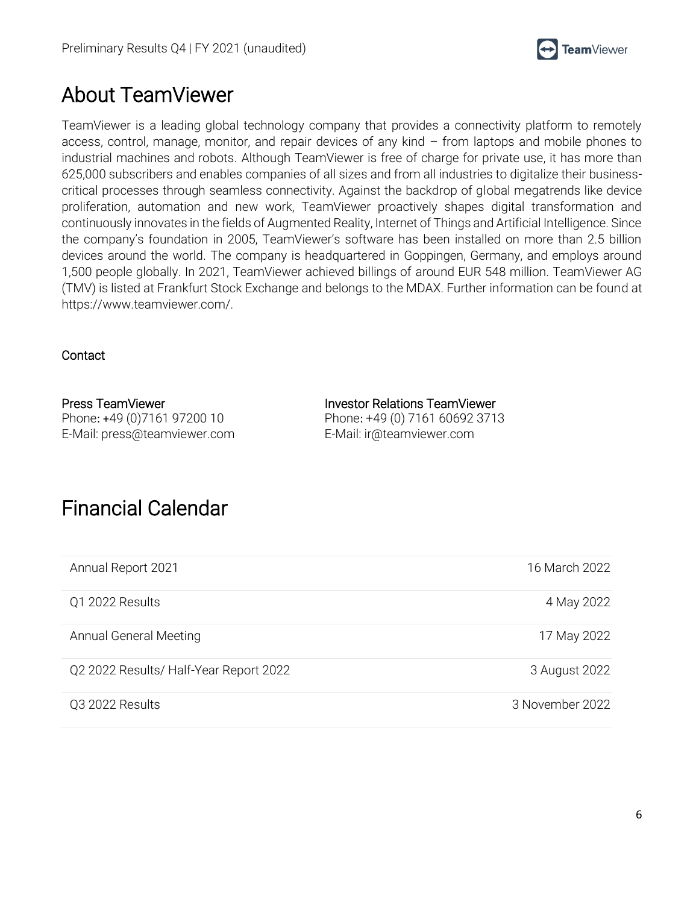# About TeamViewer

TeamViewer is a leading global technology company that provides a connectivity platform to remotely access, control, manage, monitor, and repair devices of any kind – from laptops and mobile phones to industrial machines and robots. Although TeamViewer is free of charge for private use, it has more than 625,000 subscribers and enables companies of all sizes and from all industries to digitalize their business-critical processes through seamless connectivity. Against the backdrop of global megatrends like device proliferation, automation and new work, TeamViewer proactively shapes digital transformation and continuously innovates in the fields of Augmented Reality, Internet of Things and Artificial Intelligence. Since the company's foundation in 2005, TeamViewer's software has been installed on more than 2.5 billion devices around the world. The company is headquartered in Goppingen, Germany, and employs around 1,500 people globally. In 2021, TeamViewer achieved billings of around EUR 548 million. TeamViewer AG (TMV) is listed at Frankfurt Stock Exchange and belongs to the MDAX. Further information can be found at https://www.teamviewer.com/.

## Contact

**Press TeamViewer**
Phone: +49 (0)7161 97200 10
E-Mail: press@teamviewer.com

**Investor Relations TeamViewer**
Phone: +49 (0) 7161 60692 3713
E-Mail: ir@teamviewer.com

# Financial Calendar

| | |
|---|---|
| Annual Report 2021 | 16 March 2022 |
| Q1 2022 Results | 4 May 2022 |
| Annual General Meeting | 17 May 2022 |
| Q2 2022 Results/ Half-Year Report 2022 | 3 August 2022 |
| Q3 2022 Results | 3 November 2022 |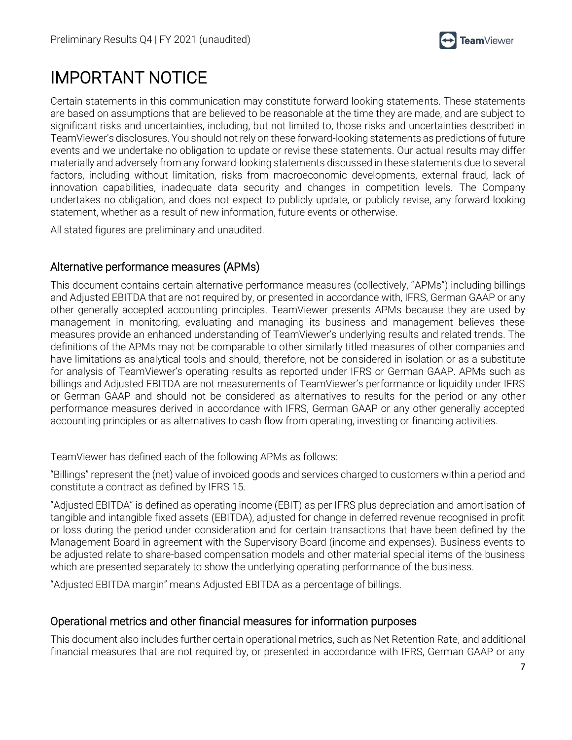# IMPORTANT NOTICE

Certain statements in this communication may constitute forward looking statements. These statements are based on assumptions that are believed to be reasonable at the time they are made, and are subject to significant risks and uncertainties, including, but not limited to, those risks and uncertainties described in TeamViewer's disclosures. You should not rely on these forward-looking statements as predictions of future events and we undertake no obligation to update or revise these statements. Our actual results may differ materially and adversely from any forward-looking statements discussed in these statements due to several factors, including without limitation, risks from macroeconomic developments, external fraud, lack of innovation capabilities, inadequate data security and changes in competition levels. The Company undertakes no obligation, and does not expect to publicly update, or publicly revise, any forward-looking statement, whether as a result of new information, future events or otherwise.

All stated figures are preliminary and unaudited.

## Alternative performance measures (APMs)

This document contains certain alternative performance measures (collectively, "APMs") including billings and Adjusted EBITDA that are not required by, or presented in accordance with, IFRS, German GAAP or any other generally accepted accounting principles. TeamViewer presents APMs because they are used by management in monitoring, evaluating and managing its business and management believes these measures provide an enhanced understanding of TeamViewer's underlying results and related trends. The definitions of the APMs may not be comparable to other similarly titled measures of other companies and have limitations as analytical tools and should, therefore, not be considered in isolation or as a substitute for analysis of TeamViewer's operating results as reported under IFRS or German GAAP. APMs such as billings and Adjusted EBITDA are not measurements of TeamViewer's performance or liquidity under IFRS or German GAAP and should not be considered as alternatives to results for the period or any other performance measures derived in accordance with IFRS, German GAAP or any other generally accepted accounting principles or as alternatives to cash flow from operating, investing or financing activities.

TeamViewer has defined each of the following APMs as follows:

"Billings" represent the (net) value of invoiced goods and services charged to customers within a period and constitute a contract as defined by IFRS 15.

"Adjusted EBITDA" is defined as operating income (EBIT) as per IFRS plus depreciation and amortisation of tangible and intangible fixed assets (EBITDA), adjusted for change in deferred revenue recognised in profit or loss during the period under consideration and for certain transactions that have been defined by the Management Board in agreement with the Supervisory Board (income and expenses). Business events to be adjusted relate to share-based compensation models and other material special items of the business which are presented separately to show the underlying operating performance of the business.

"Adjusted EBITDA margin" means Adjusted EBITDA as a percentage of billings.

## Operational metrics and other financial measures for information purposes

This document also includes further certain operational metrics, such as Net Retention Rate, and additional financial measures that are not required by, or presented in accordance with IFRS, German GAAP or any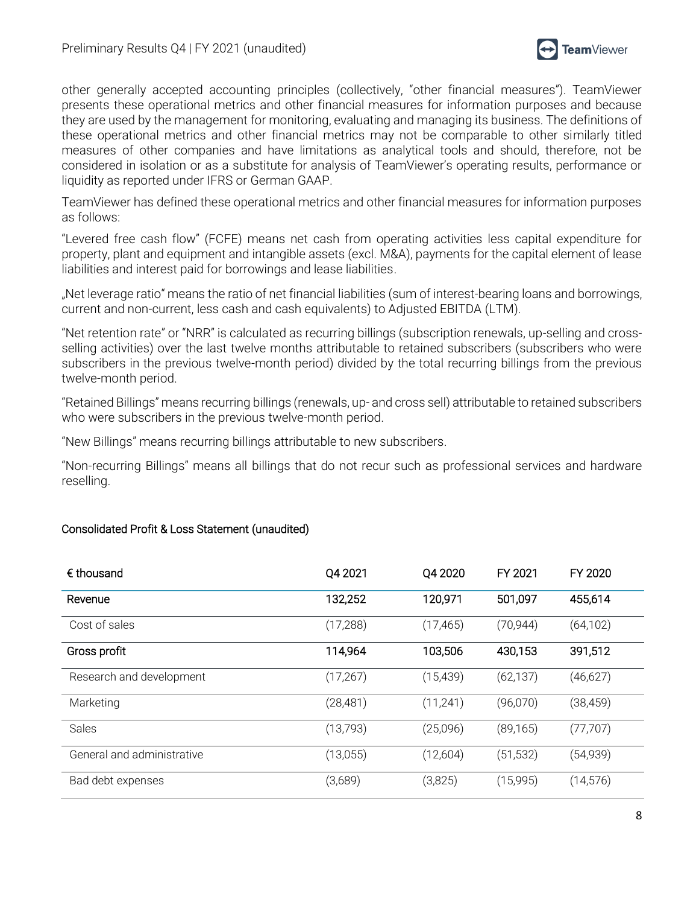other generally accepted accounting principles (collectively, "other financial measures"). TeamViewer presents these operational metrics and other financial measures for information purposes and because they are used by the management for monitoring, evaluating and managing its business. The definitions of these operational metrics and other financial metrics may not be comparable to other similarly titled measures of other companies and have limitations as analytical tools and should, therefore, not be considered in isolation or as a substitute for analysis of TeamViewer's operating results, performance or liquidity as reported under IFRS or German GAAP.

TeamViewer has defined these operational metrics and other financial measures for information purposes as follows:

"Levered free cash flow" (FCFE) means net cash from operating activities less capital expenditure for property, plant and equipment and intangible assets (excl. M&A), payments for the capital element of lease liabilities and interest paid for borrowings and lease liabilities.

„Net leverage ratio" means the ratio of net financial liabilities (sum of interest-bearing loans and borrowings, current and non-current, less cash and cash equivalents) to Adjusted EBITDA (LTM).

"Net retention rate" or "NRR" is calculated as recurring billings (subscription renewals, up-selling and cross-selling activities) over the last twelve months attributable to retained subscribers (subscribers who were subscribers in the previous twelve-month period) divided by the total recurring billings from the previous twelve-month period.

"Retained Billings" means recurring billings (renewals, up- and cross sell) attributable to retained subscribers who were subscribers in the previous twelve-month period.

"New Billings" means recurring billings attributable to new subscribers.

"Non-recurring Billings" means all billings that do not recur such as professional services and hardware reselling.

## Consolidated Profit & Loss Statement (unaudited)

| € thousand | Q4 2021 | Q4 2020 | FY 2021 | FY 2020 |
|---|---|---|---|---|
| **Revenue** | **132,252** | **120,971** | **501,097** | **455,614** |
| Cost of sales | (17,288) | (17,465) | (70,944) | (64,102) |
| **Gross profit** | **114,964** | **103,506** | **430,153** | **391,512** |
| Research and development | (17,267) | (15,439) | (62,137) | (46,627) |
| Marketing | (28,481) | (11,241) | (96,070) | (38,459) |
| Sales | (13,793) | (25,096) | (89,165) | (77,707) |
| General and administrative | (13,055) | (12,604) | (51,532) | (54,939) |
| Bad debt expenses | (3,689) | (3,825) | (15,995) | (14,576) |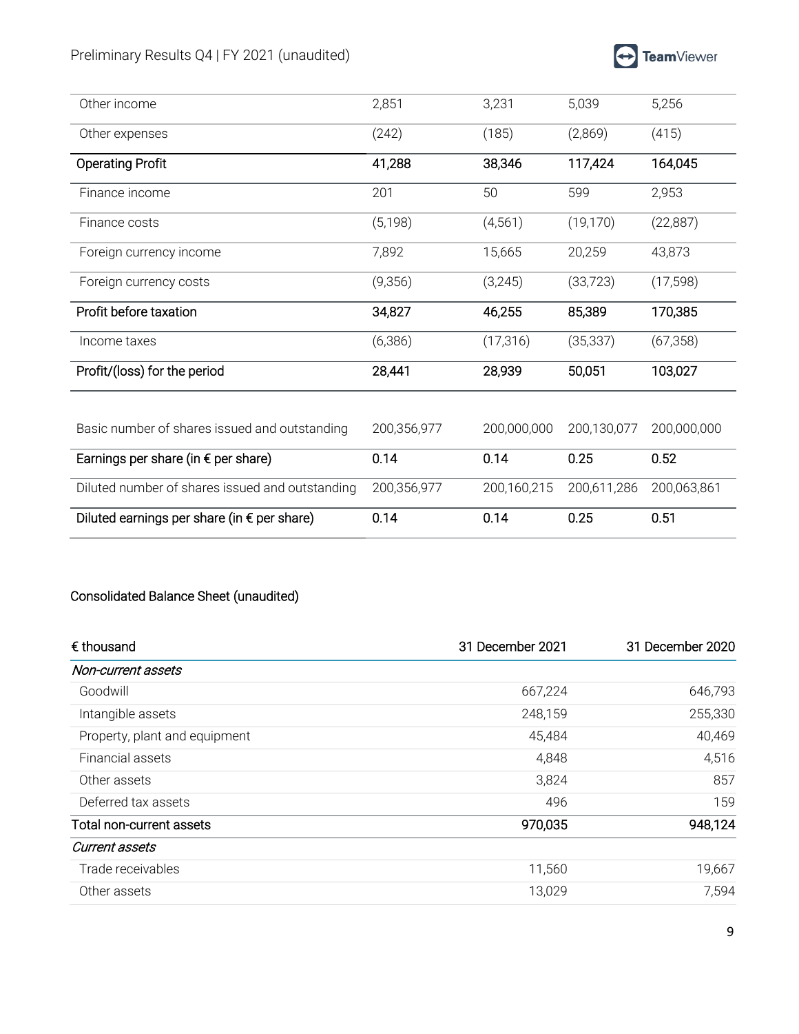| | | | | |
|---|---|---|---|---|
| Other income | 2,851 | 3,231 | 5,039 | 5,256 |
| Other expenses | (242) | (185) | (2,869) | (415) |
| **Operating Profit** | **41,288** | **38,346** | **117,424** | **164,045** |
| Finance income | 201 | 50 | 599 | 2,953 |
| Finance costs | (5,198) | (4,561) | (19,170) | (22,887) |
| Foreign currency income | 7,892 | 15,665 | 20,259 | 43,873 |
| Foreign currency costs | (9,356) | (3,245) | (33,723) | (17,598) |
| **Profit before taxation** | **34,827** | **46,255** | **85,389** | **170,385** |
| Income taxes | (6,386) | (17,316) | (35,337) | (67,358) |
| **Profit/(loss) for the period** | **28,441** | **28,939** | **50,051** | **103,027** |
| | | | | |
| Basic number of shares issued and outstanding | 200,356,977 | 200,000,000 | 200,130,077 | 200,000,000 |
| **Earnings per share (in € per share)** | **0.14** | **0.14** | **0.25** | **0.52** |
| Diluted number of shares issued and outstanding | 200,356,977 | 200,160,215 | 200,611,286 | 200,063,861 |
| **Diluted earnings per share (in € per share)** | **0.14** | **0.14** | **0.25** | **0.51** |

## Consolidated Balance Sheet (unaudited)

| € thousand | 31 December 2021 | 31 December 2020 |
|---|---|---|
| *Non-current assets* | | |
| Goodwill | 667,224 | 646,793 |
| Intangible assets | 248,159 | 255,330 |
| Property, plant and equipment | 45,484 | 40,469 |
| Financial assets | 4,848 | 4,516 |
| Other assets | 3,824 | 857 |
| Deferred tax assets | 496 | 159 |
| **Total non-current assets** | **970,035** | **948,124** |
| *Current assets* | | |
| Trade receivables | 11,560 | 19,667 |
| Other assets | 13,029 | 7,594 |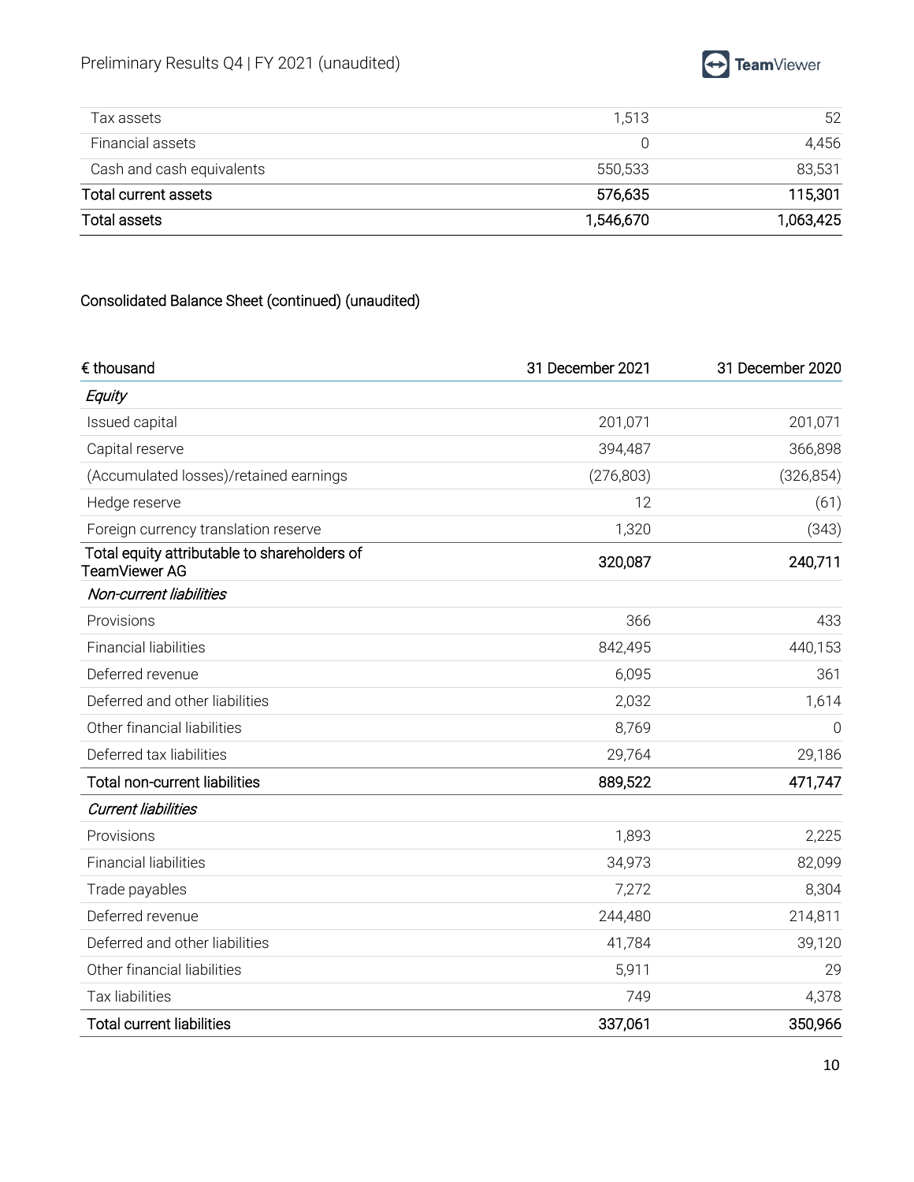| | | |
|---|---|---|
| Tax assets | 1,513 | 52 |
| Financial assets | 0 | 4,456 |
| Cash and cash equivalents | 550,533 | 83,531 |
| **Total current assets** | **576,635** | **115,301** |
| **Total assets** | **1,546,670** | **1,063,425** |

Consolidated Balance Sheet (continued) (unaudited)

| € thousand | 31 December 2021 | 31 December 2020 |
|---|---|---|
| *Equity* | | |
| Issued capital | 201,071 | 201,071 |
| Capital reserve | 394,487 | 366,898 |
| (Accumulated losses)/retained earnings | (276,803) | (326,854) |
| Hedge reserve | 12 | (61) |
| Foreign currency translation reserve | 1,320 | (343) |
| **Total equity attributable to shareholders of TeamViewer AG** | **320,087** | **240,711** |
| *Non-current liabilities* | | |
| Provisions | 366 | 433 |
| Financial liabilities | 842,495 | 440,153 |
| Deferred revenue | 6,095 | 361 |
| Deferred and other liabilities | 2,032 | 1,614 |
| Other financial liabilities | 8,769 | 0 |
| Deferred tax liabilities | 29,764 | 29,186 |
| **Total non-current liabilities** | **889,522** | **471,747** |
| *Current liabilities* | | |
| Provisions | 1,893 | 2,225 |
| Financial liabilities | 34,973 | 82,099 |
| Trade payables | 7,272 | 8,304 |
| Deferred revenue | 244,480 | 214,811 |
| Deferred and other liabilities | 41,784 | 39,120 |
| Other financial liabilities | 5,911 | 29 |
| Tax liabilities | 749 | 4,378 |
| **Total current liabilities** | **337,061** | **350,966** |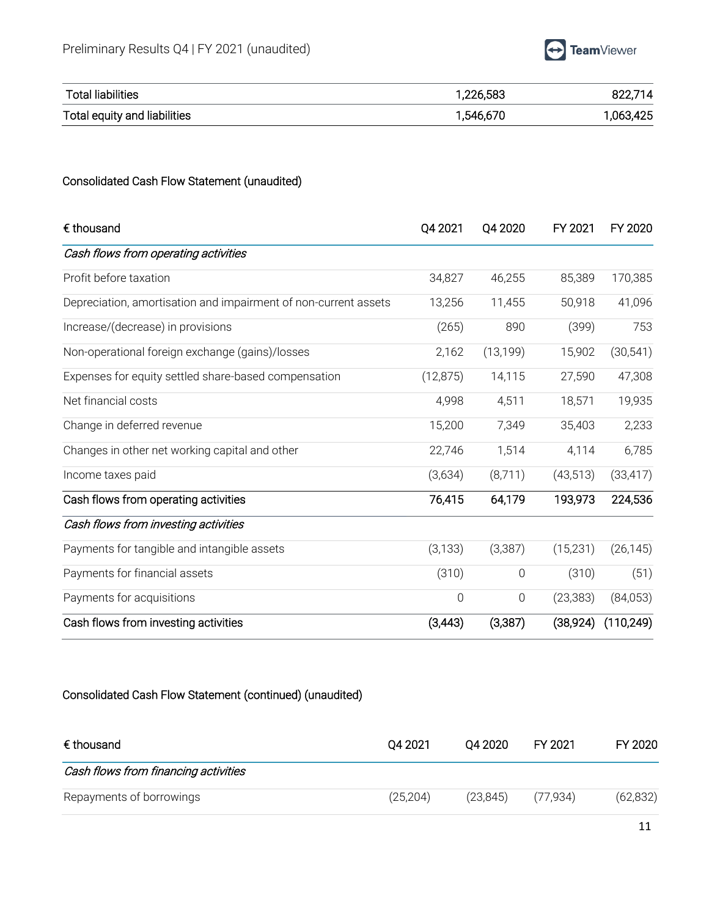| | | |
|---|---|---|
| Total liabilities | 1,226,583 | 822,714 |
| Total equity and liabilities | 1,546,670 | 1,063,425 |

Consolidated Cash Flow Statement (unaudited)

| € thousand | Q4 2021 | Q4 2020 | FY 2021 | FY 2020 |
|---|---|---|---|---|
| *Cash flows from operating activities* | | | | |
| Profit before taxation | 34,827 | 46,255 | 85,389 | 170,385 |
| Depreciation, amortisation and impairment of non-current assets | 13,256 | 11,455 | 50,918 | 41,096 |
| Increase/(decrease) in provisions | (265) | 890 | (399) | 753 |
| Non-operational foreign exchange (gains)/losses | 2,162 | (13,199) | 15,902 | (30,541) |
| Expenses for equity settled share-based compensation | (12,875) | 14,115 | 27,590 | 47,308 |
| Net financial costs | 4,998 | 4,511 | 18,571 | 19,935 |
| Change in deferred revenue | 15,200 | 7,349 | 35,403 | 2,233 |
| Changes in other net working capital and other | 22,746 | 1,514 | 4,114 | 6,785 |
| Income taxes paid | (3,634) | (8,711) | (43,513) | (33,417) |
| Cash flows from operating activities | 76,415 | 64,179 | 193,973 | 224,536 |
| *Cash flows from investing activities* | | | | |
| Payments for tangible and intangible assets | (3,133) | (3,387) | (15,231) | (26,145) |
| Payments for financial assets | (310) | 0 | (310) | (51) |
| Payments for acquisitions | 0 | 0 | (23,383) | (84,053) |
| Cash flows from investing activities | (3,443) | (3,387) | (38,924) | (110,249) |

Consolidated Cash Flow Statement (continued) (unaudited)

| € thousand | Q4 2021 | Q4 2020 | FY 2021 | FY 2020 |
|---|---|---|---|---|
| *Cash flows from financing activities* | | | | |
| Repayments of borrowings | (25,204) | (23,845) | (77,934) | (62,832) |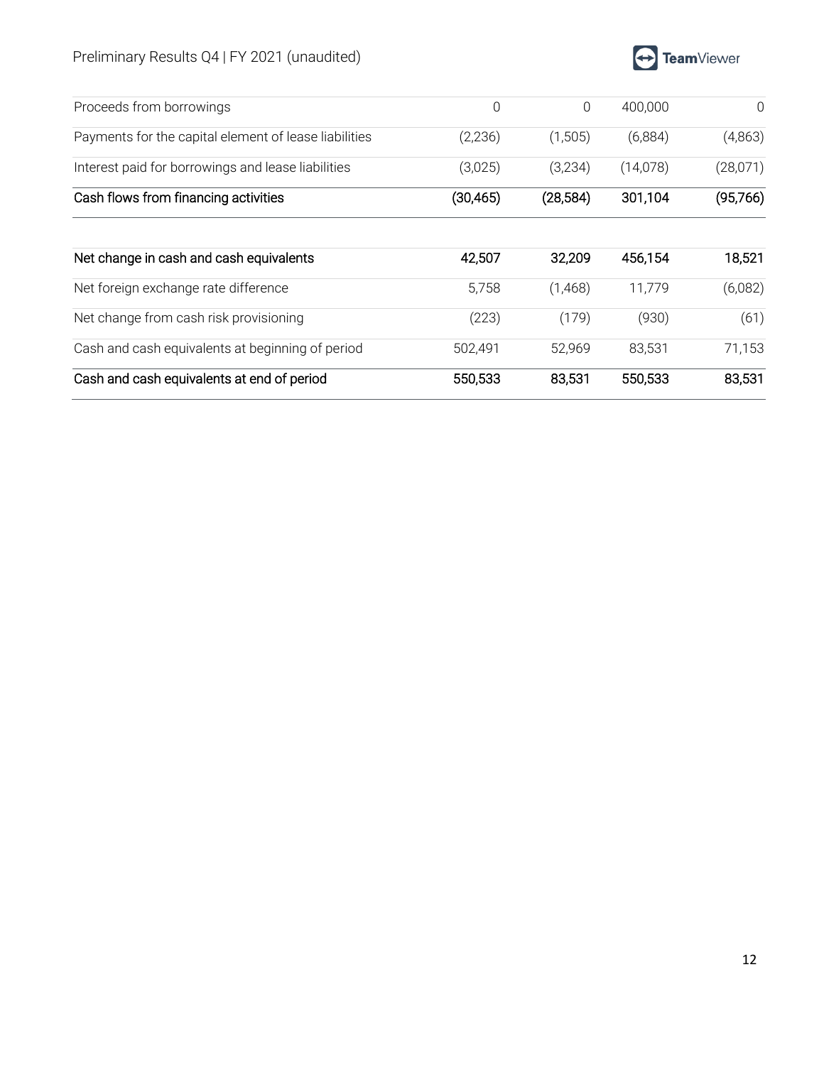| | | | | |
|---|---|---|---|---|
| Proceeds from borrowings | 0 | 0 | 400,000 | 0 |
| Payments for the capital element of lease liabilities | (2,236) | (1,505) | (6,884) | (4,863) |
| Interest paid for borrowings and lease liabilities | (3,025) | (3,234) | (14,078) | (28,071) |
| Cash flows from financing activities | (30,465) | (28,584) | 301,104 | (95,766) |
| | | | | |
| Net change in cash and cash equivalents | 42,507 | 32,209 | 456,154 | 18,521 |
| Net foreign exchange rate difference | 5,758 | (1,468) | 11,779 | (6,082) |
| Net change from cash risk provisioning | (223) | (179) | (930) | (61) |
| Cash and cash equivalents at beginning of period | 502,491 | 52,969 | 83,531 | 71,153 |
| Cash and cash equivalents at end of period | 550,533 | 83,531 | 550,533 | 83,531 |